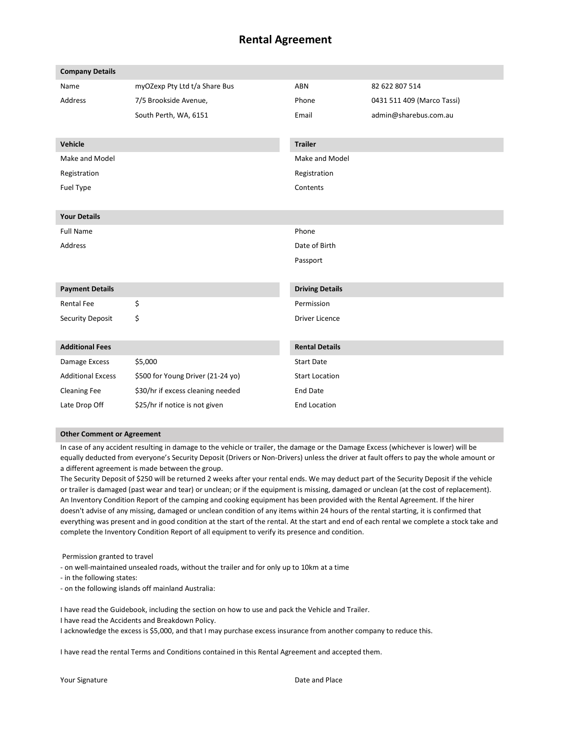# Rental Agreement

| Company Details | | | |
|---|---|---|---|
| Name | myOZexp Pty Ltd t/a Share Bus | ABN | 82 622 807 514 |
| Address | 7/5 Brookside Avenue, | Phone | 0431 511 409 (Marco Tassi) |
| | South Perth, WA, 6151 | Email | admin@sharebus.com.au |

| Vehicle | | Trailer | |
|---|---|---|---|
| Make and Model | | Make and Model | |
| Registration | | Registration | |
| Fuel Type | | Contents | |

| Your Details | | | |
|---|---|---|---|
| Full Name | | Phone | |
| Address | | Date of Birth | |
| | | Passport | |

| Payment Details | | Driving Details | |
|---|---|---|---|
| Rental Fee | $ | Permission | |
| Security Deposit | $ | Driver Licence | |

| Additional Fees | | Rental Details | |
|---|---|---|---|
| Damage Excess | $5,000 | Start Date | |
| Additional Excess | $500 for Young Driver (21-24 yo) | Start Location | |
| Cleaning Fee | $30/hr if excess cleaning needed | End Date | |
| Late Drop Off | $25/hr if notice is not given | End Location | |

**Other Comment or Agreement**

In case of any accident resulting in damage to the vehicle or trailer, the damage or the Damage Excess (whichever is lower) will be equally deducted from everyone's Security Deposit (Drivers or Non-Drivers) unless the driver at fault offers to pay the whole amount or a different agreement is made between the group.
The Security Deposit of $250 will be returned 2 weeks after your rental ends. We may deduct part of the Security Deposit if the vehicle or trailer is damaged (past wear and tear) or unclean; or if the equipment is missing, damaged or unclean (at the cost of replacement). An Inventory Condition Report of the camping and cooking equipment has been provided with the Rental Agreement. If the hirer doesn't advise of any missing, damaged or unclean condition of any items within 24 hours of the rental starting, it is confirmed that everything was present and in good condition at the start of the rental. At the start and end of each rental we complete a stock take and complete the Inventory Condition Report of all equipment to verify its presence and condition.

Permission granted to travel
- on well-maintained unsealed roads, without the trailer and for only up to 10km at a time
- in the following states:
- on the following islands off mainland Australia:

I have read the Guidebook, including the section on how to use and pack the Vehicle and Trailer.
I have read the Accidents and Breakdown Policy.
I acknowledge the excess is $5,000, and that I may purchase excess insurance from another company to reduce this.

I have read the rental Terms and Conditions contained in this Rental Agreement and accepted them.

Your Signature

Date and Place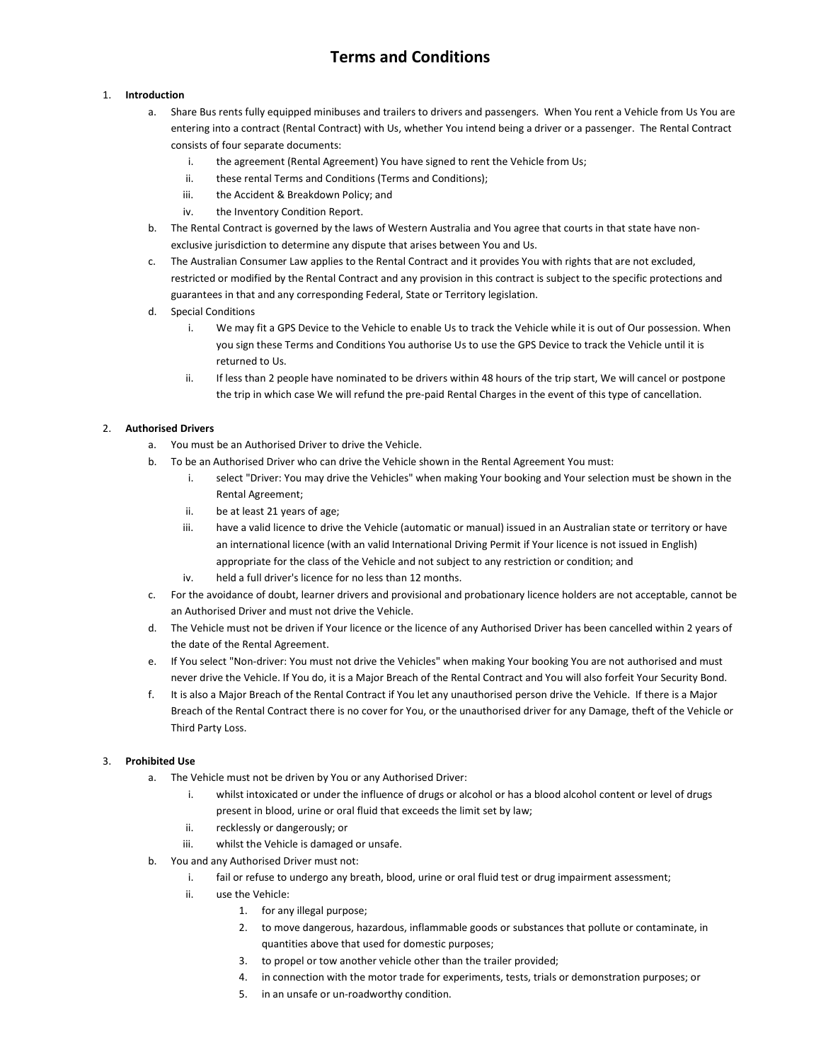# Terms and Conditions

1. **Introduction**
   a. Share Bus rents fully equipped minibuses and trailers to drivers and passengers. When You rent a Vehicle from Us You are entering into a contract (Rental Contract) with Us, whether You intend being a driver or a passenger. The Rental Contract consists of four separate documents:
      i. the agreement (Rental Agreement) You have signed to rent the Vehicle from Us;
      ii. these rental Terms and Conditions (Terms and Conditions);
      iii. the Accident & Breakdown Policy; and
      iv. the Inventory Condition Report.

   b. The Rental Contract is governed by the laws of Western Australia and You agree that courts in that state have non-exclusive jurisdiction to determine any dispute that arises between You and Us.
   c. The Australian Consumer Law applies to the Rental Contract and it provides You with rights that are not excluded, restricted or modified by the Rental Contract and any provision in this contract is subject to the specific protections and guarantees in that and any corresponding Federal, State or Territory legislation.
   d. Special Conditions
      i. We may fit a GPS Device to the Vehicle to enable Us to track the Vehicle while it is out of Our possession. When you sign these Terms and Conditions You authorise Us to use the GPS Device to track the Vehicle until it is returned to Us.
      ii. If less than 2 people have nominated to be drivers within 48 hours of the trip start, We will cancel or postpone the trip in which case We will refund the pre-paid Rental Charges in the event of this type of cancellation.

2. **Authorised Drivers**
   a. You must be an Authorised Driver to drive the Vehicle.
   b. To be an Authorised Driver who can drive the Vehicle shown in the Rental Agreement You must:
      i. select "Driver: You may drive the Vehicles" when making Your booking and Your selection must be shown in the Rental Agreement;
      ii. be at least 21 years of age;
      iii. have a valid licence to drive the Vehicle (automatic or manual) issued in an Australian state or territory or have an international licence (with an valid International Driving Permit if Your licence is not issued in English) appropriate for the class of the Vehicle and not subject to any restriction or condition; and
      iv. held a full driver's licence for no less than 12 months.

   c. For the avoidance of doubt, learner drivers and provisional and probationary licence holders are not acceptable, cannot be an Authorised Driver and must not drive the Vehicle.
   d. The Vehicle must not be driven if Your licence or the licence of any Authorised Driver has been cancelled within 2 years of the date of the Rental Agreement.
   e. If You select "Non-driver: You must not drive the Vehicles" when making Your booking You are not authorised and must never drive the Vehicle. If You do, it is a Major Breach of the Rental Contract and You will also forfeit Your Security Bond.
   f. It is also a Major Breach of the Rental Contract if You let any unauthorised person drive the Vehicle. If there is a Major Breach of the Rental Contract there is no cover for You, or the unauthorised driver for any Damage, theft of the Vehicle or Third Party Loss.

3. **Prohibited Use**
   a. The Vehicle must not be driven by You or any Authorised Driver:
      i. whilst intoxicated or under the influence of drugs or alcohol or has a blood alcohol content or level of drugs present in blood, urine or oral fluid that exceeds the limit set by law;
      ii. recklessly or dangerously; or
      iii. whilst the Vehicle is damaged or unsafe.

   b. You and any Authorised Driver must not:
      i. fail or refuse to undergo any breath, blood, urine or oral fluid test or drug impairment assessment;
      ii. use the Vehicle:
         1. for any illegal purpose;
         2. to move dangerous, hazardous, inflammable goods or substances that pollute or contaminate, in quantities above that used for domestic purposes;
         3. to propel or tow another vehicle other than the trailer provided;
         4. in connection with the motor trade for experiments, tests, trials or demonstration purposes; or
         5. in an unsafe or un-roadworthy condition.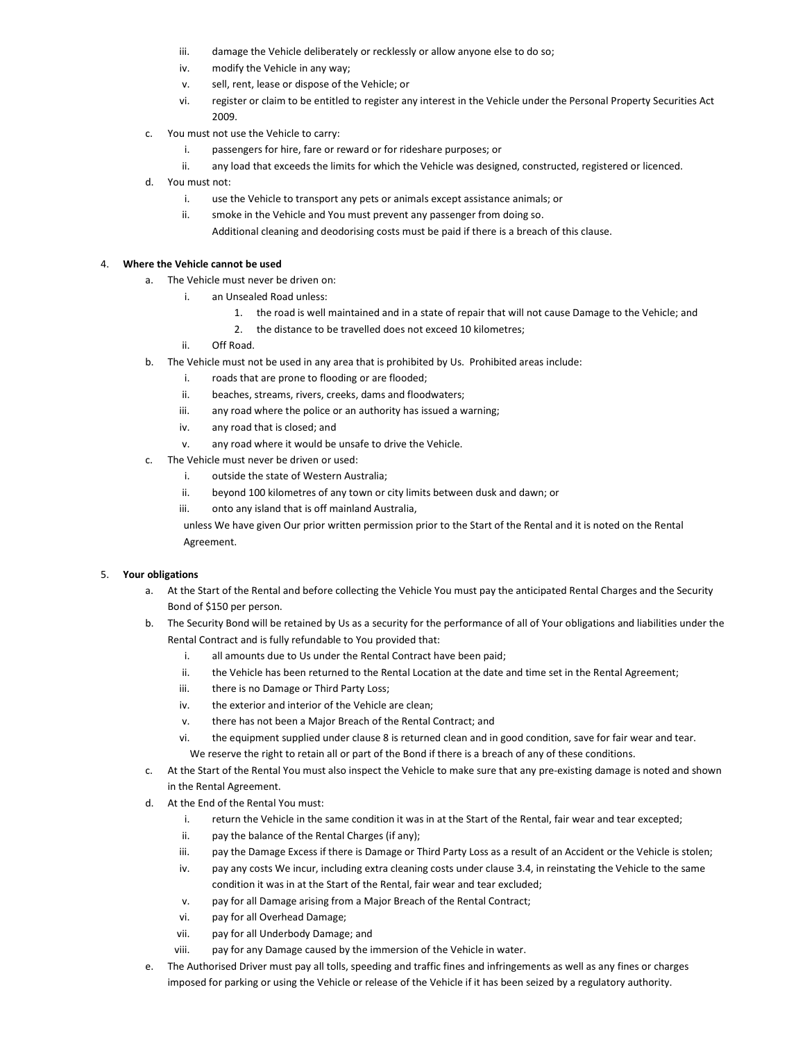iii. damage the Vehicle deliberately or recklessly or allow anyone else to do so;
   iv. modify the Vehicle in any way;
   v. sell, rent, lease or dispose of the Vehicle; or
   vi. register or claim to be entitled to register any interest in the Vehicle under the Personal Property Securities Act 2009.

c. You must not use the Vehicle to carry:
   i. passengers for hire, fare or reward or for rideshare purposes; or
   ii. any load that exceeds the limits for which the Vehicle was designed, constructed, registered or licenced.

d. You must not:
   i. use the Vehicle to transport any pets or animals except assistance animals; or
   ii. smoke in the Vehicle and You must prevent any passenger from doing so.

   Additional cleaning and deodorising costs must be paid if there is a breach of this clause.

4. **Where the Vehicle cannot be used**
   a. The Vehicle must never be driven on:
      i. an Unsealed Road unless:
         1. the road is well maintained and in a state of repair that will not cause Damage to the Vehicle; and
         2. the distance to be travelled does not exceed 10 kilometres;
      ii. Off Road.
   b. The Vehicle must not be used in any area that is prohibited by Us. Prohibited areas include:
      i. roads that are prone to flooding or are flooded;
      ii. beaches, streams, rivers, creeks, dams and floodwaters;
      iii. any road where the police or an authority has issued a warning;
      iv. any road that is closed; and
      v. any road where it would be unsafe to drive the Vehicle.
   c. The Vehicle must never be driven or used:
      i. outside the state of Western Australia;
      ii. beyond 100 kilometres of any town or city limits between dusk and dawn; or
      iii. onto any island that is off mainland Australia,

      unless We have given Our prior written permission prior to the Start of the Rental and it is noted on the Rental Agreement.

5. **Your obligations**
   a. At the Start of the Rental and before collecting the Vehicle You must pay the anticipated Rental Charges and the Security Bond of $150 per person.
   b. The Security Bond will be retained by Us as a security for the performance of all of Your obligations and liabilities under the Rental Contract and is fully refundable to You provided that:
      i. all amounts due to Us under the Rental Contract have been paid;
      ii. the Vehicle has been returned to the Rental Location at the date and time set in the Rental Agreement;
      iii. there is no Damage or Third Party Loss;
      iv. the exterior and interior of the Vehicle are clean;
      v. there has not been a Major Breach of the Rental Contract; and
      vi. the equipment supplied under clause 8 is returned clean and in good condition, save for fair wear and tear.

      We reserve the right to retain all or part of the Bond if there is a breach of any of these conditions.
   c. At the Start of the Rental You must also inspect the Vehicle to make sure that any pre-existing damage is noted and shown in the Rental Agreement.
   d. At the End of the Rental You must:
      i. return the Vehicle in the same condition it was in at the Start of the Rental, fair wear and tear excepted;
      ii. pay the balance of the Rental Charges (if any);
      iii. pay the Damage Excess if there is Damage or Third Party Loss as a result of an Accident or the Vehicle is stolen;
      iv. pay any costs We incur, including extra cleaning costs under clause 3.4, in reinstating the Vehicle to the same condition it was in at the Start of the Rental, fair wear and tear excluded;
      v. pay for all Damage arising from a Major Breach of the Rental Contract;
      vi. pay for all Overhead Damage;
      vii. pay for all Underbody Damage; and
      viii. pay for any Damage caused by the immersion of the Vehicle in water.
   e. The Authorised Driver must pay all tolls, speeding and traffic fines and infringements as well as any fines or charges imposed for parking or using the Vehicle or release of the Vehicle if it has been seized by a regulatory authority.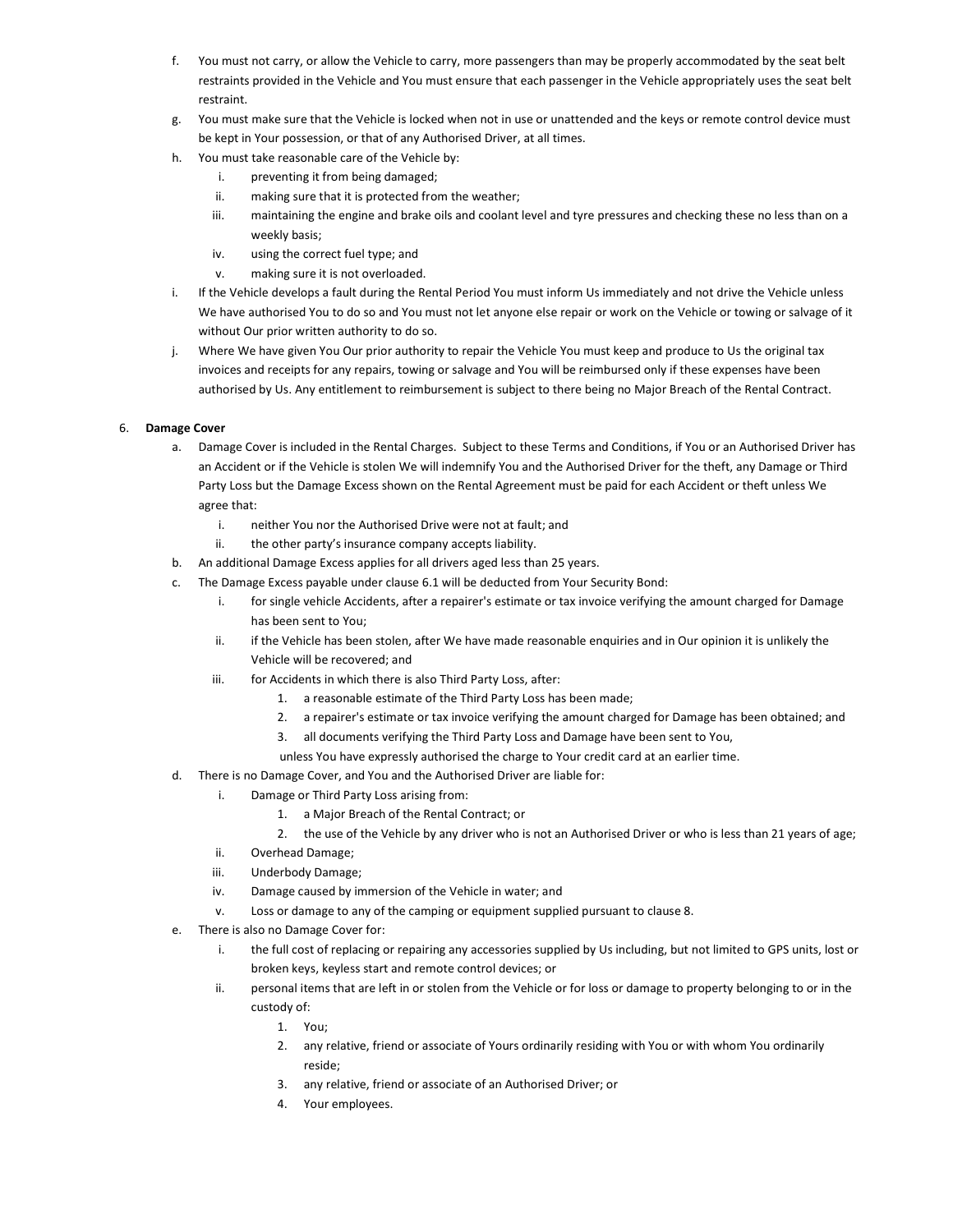f. You must not carry, or allow the Vehicle to carry, more passengers than may be properly accommodated by the seat belt restraints provided in the Vehicle and You must ensure that each passenger in the Vehicle appropriately uses the seat belt restraint.

g. You must make sure that the Vehicle is locked when not in use or unattended and the keys or remote control device must be kept in Your possession, or that of any Authorised Driver, at all times.

h. You must take reasonable care of the Vehicle by:
   - i. preventing it from being damaged;
   - ii. making sure that it is protected from the weather;
   - iii. maintaining the engine and brake oils and coolant level and tyre pressures and checking these no less than on a weekly basis;
   - iv. using the correct fuel type; and
   - v. making sure it is not overloaded.

i. If the Vehicle develops a fault during the Rental Period You must inform Us immediately and not drive the Vehicle unless We have authorised You to do so and You must not let anyone else repair or work on the Vehicle or towing or salvage of it without Our prior written authority to do so.

j. Where We have given You Our prior authority to repair the Vehicle You must keep and produce to Us the original tax invoices and receipts for any repairs, towing or salvage and You will be reimbursed only if these expenses have been authorised by Us. Any entitlement to reimbursement is subject to there being no Major Breach of the Rental Contract.

6. **Damage Cover**

a. Damage Cover is included in the Rental Charges. Subject to these Terms and Conditions, if You or an Authorised Driver has an Accident or if the Vehicle is stolen We will indemnify You and the Authorised Driver for the theft, any Damage or Third Party Loss but the Damage Excess shown on the Rental Agreement must be paid for each Accident or theft unless We agree that:
   - i. neither You nor the Authorised Drive were not at fault; and
   - ii. the other party's insurance company accepts liability.

b. An additional Damage Excess applies for all drivers aged less than 25 years.

c. The Damage Excess payable under clause 6.1 will be deducted from Your Security Bond:
   - i. for single vehicle Accidents, after a repairer's estimate or tax invoice verifying the amount charged for Damage has been sent to You;
   - ii. if the Vehicle has been stolen, after We have made reasonable enquiries and in Our opinion it is unlikely the Vehicle will be recovered; and
   - iii. for Accidents in which there is also Third Party Loss, after:
     1. a reasonable estimate of the Third Party Loss has been made;
     2. a repairer's estimate or tax invoice verifying the amount charged for Damage has been obtained; and
     3. all documents verifying the Third Party Loss and Damage have been sent to You,

     unless You have expressly authorised the charge to Your credit card at an earlier time.

d. There is no Damage Cover, and You and the Authorised Driver are liable for:
   - i. Damage or Third Party Loss arising from:
     1. a Major Breach of the Rental Contract; or
     2. the use of the Vehicle by any driver who is not an Authorised Driver or who is less than 21 years of age;
   - ii. Overhead Damage;
   - iii. Underbody Damage;
   - iv. Damage caused by immersion of the Vehicle in water; and
   - v. Loss or damage to any of the camping or equipment supplied pursuant to clause 8.

e. There is also no Damage Cover for:
   - i. the full cost of replacing or repairing any accessories supplied by Us including, but not limited to GPS units, lost or broken keys, keyless start and remote control devices; or
   - ii. personal items that are left in or stolen from the Vehicle or for loss or damage to property belonging to or in the custody of:
     1. You;
     2. any relative, friend or associate of Yours ordinarily residing with You or with whom You ordinarily reside;
     3. any relative, friend or associate of an Authorised Driver; or
     4. Your employees.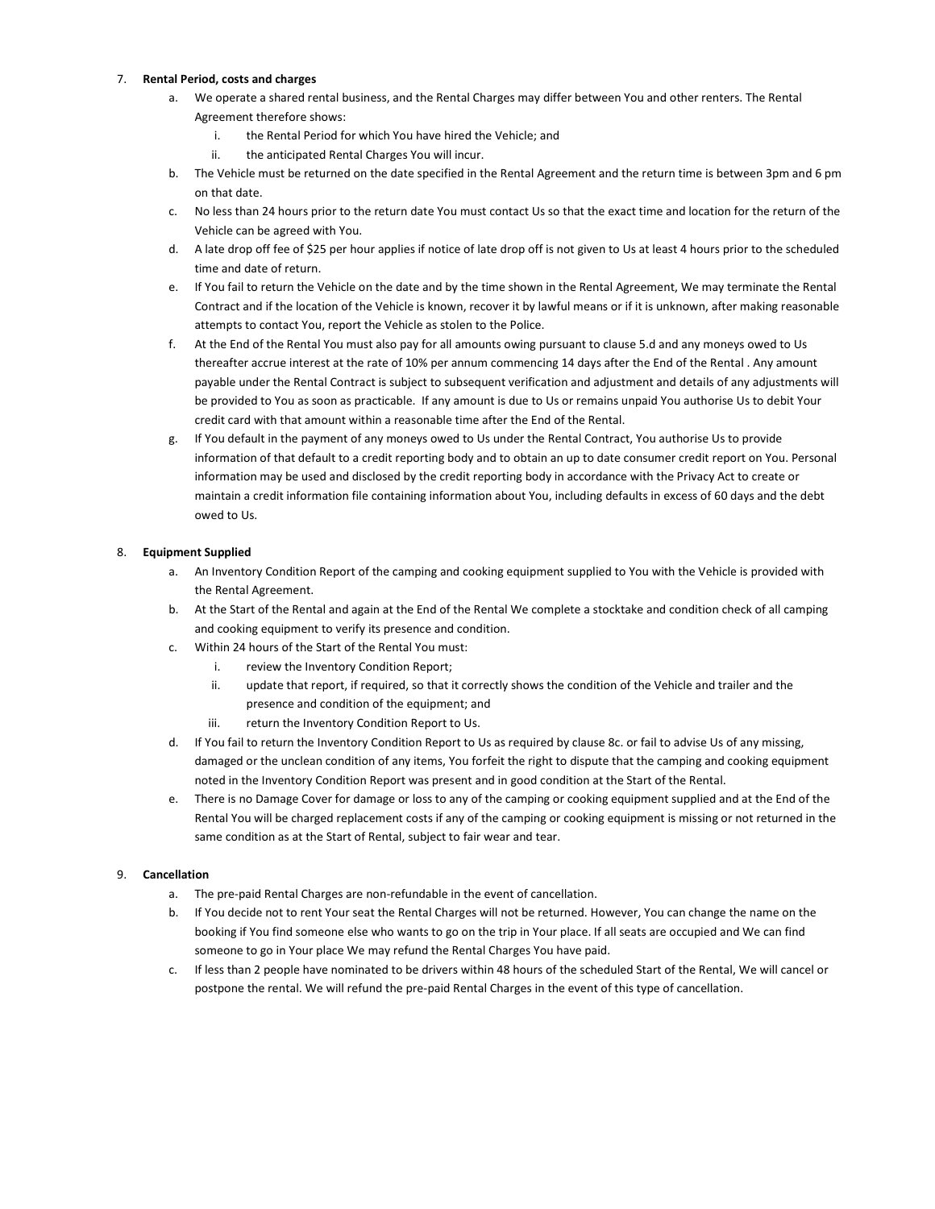7. **Rental Period, costs and charges**
    a. We operate a shared rental business, and the Rental Charges may differ between You and other renters. The Rental Agreement therefore shows:
        i. the Rental Period for which You have hired the Vehicle; and
        ii. the anticipated Rental Charges You will incur.
    b. The Vehicle must be returned on the date specified in the Rental Agreement and the return time is between 3pm and 6 pm on that date.
    c. No less than 24 hours prior to the return date You must contact Us so that the exact time and location for the return of the Vehicle can be agreed with You.
    d. A late drop off fee of $25 per hour applies if notice of late drop off is not given to Us at least 4 hours prior to the scheduled time and date of return.
    e. If You fail to return the Vehicle on the date and by the time shown in the Rental Agreement, We may terminate the Rental Contract and if the location of the Vehicle is known, recover it by lawful means or if it is unknown, after making reasonable attempts to contact You, report the Vehicle as stolen to the Police.
    f. At the End of the Rental You must also pay for all amounts owing pursuant to clause 5.d and any moneys owed to Us thereafter accrue interest at the rate of 10% per annum commencing 14 days after the End of the Rental . Any amount payable under the Rental Contract is subject to subsequent verification and adjustment and details of any adjustments will be provided to You as soon as practicable. If any amount is due to Us or remains unpaid You authorise Us to debit Your credit card with that amount within a reasonable time after the End of the Rental.
    g. If You default in the payment of any moneys owed to Us under the Rental Contract, You authorise Us to provide information of that default to a credit reporting body and to obtain an up to date consumer credit report on You. Personal information may be used and disclosed by the credit reporting body in accordance with the Privacy Act to create or maintain a credit information file containing information about You, including defaults in excess of 60 days and the debt owed to Us.

8. **Equipment Supplied**
    a. An Inventory Condition Report of the camping and cooking equipment supplied to You with the Vehicle is provided with the Rental Agreement.
    b. At the Start of the Rental and again at the End of the Rental We complete a stocktake and condition check of all camping and cooking equipment to verify its presence and condition.
    c. Within 24 hours of the Start of the Rental You must:
        i. review the Inventory Condition Report;
        ii. update that report, if required, so that it correctly shows the condition of the Vehicle and trailer and the presence and condition of the equipment; and
        iii. return the Inventory Condition Report to Us.
    d. If You fail to return the Inventory Condition Report to Us as required by clause 8c. or fail to advise Us of any missing, damaged or the unclean condition of any items, You forfeit the right to dispute that the camping and cooking equipment noted in the Inventory Condition Report was present and in good condition at the Start of the Rental.
    e. There is no Damage Cover for damage or loss to any of the camping or cooking equipment supplied and at the End of the Rental You will be charged replacement costs if any of the camping or cooking equipment is missing or not returned in the same condition as at the Start of Rental, subject to fair wear and tear.

9. **Cancellation**
    a. The pre-paid Rental Charges are non-refundable in the event of cancellation.
    b. If You decide not to rent Your seat the Rental Charges will not be returned. However, You can change the name on the booking if You find someone else who wants to go on the trip in Your place. If all seats are occupied and We can find someone to go in Your place We may refund the Rental Charges You have paid.
    c. If less than 2 people have nominated to be drivers within 48 hours of the scheduled Start of the Rental, We will cancel or postpone the rental. We will refund the pre-paid Rental Charges in the event of this type of cancellation.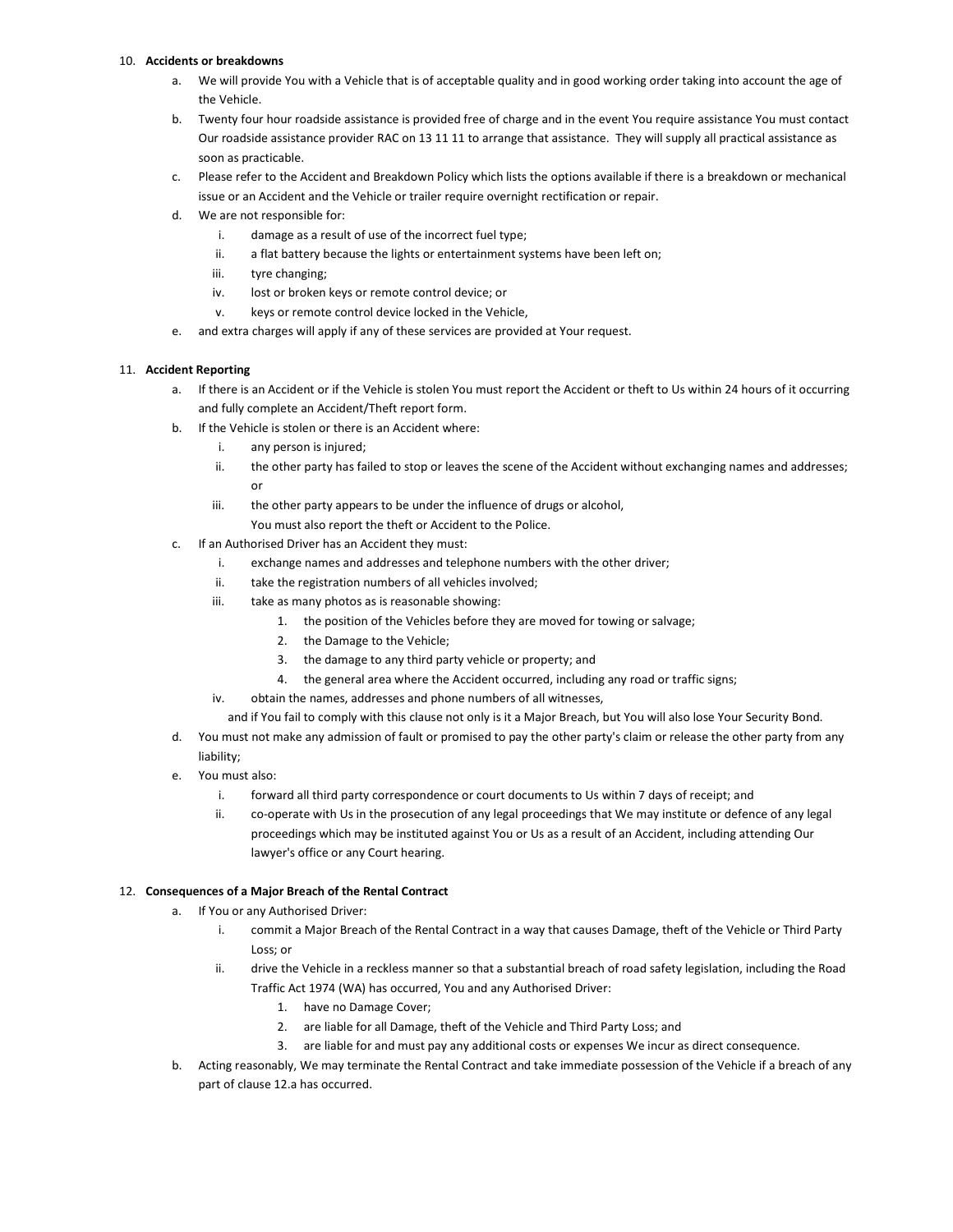10. **Accidents or breakdowns**
    a. We will provide You with a Vehicle that is of acceptable quality and in good working order taking into account the age of the Vehicle.
    b. Twenty four hour roadside assistance is provided free of charge and in the event You require assistance You must contact Our roadside assistance provider RAC on 13 11 11 to arrange that assistance. They will supply all practical assistance as soon as practicable.
    c. Please refer to the Accident and Breakdown Policy which lists the options available if there is a breakdown or mechanical issue or an Accident and the Vehicle or trailer require overnight rectification or repair.
    d. We are not responsible for:
        i. damage as a result of use of the incorrect fuel type;
        ii. a flat battery because the lights or entertainment systems have been left on;
        iii. tyre changing;
        iv. lost or broken keys or remote control device; or
        v. keys or remote control device locked in the Vehicle,
    e. and extra charges will apply if any of these services are provided at Your request.

11. **Accident Reporting**
    a. If there is an Accident or if the Vehicle is stolen You must report the Accident or theft to Us within 24 hours of it occurring and fully complete an Accident/Theft report form.
    b. If the Vehicle is stolen or there is an Accident where:
        i. any person is injured;
        ii. the other party has failed to stop or leaves the scene of the Accident without exchanging names and addresses; or
        iii. the other party appears to be under the influence of drugs or alcohol,

        You must also report the theft or Accident to the Police.
    c. If an Authorised Driver has an Accident they must:
        i. exchange names and addresses and telephone numbers with the other driver;
        ii. take the registration numbers of all vehicles involved;
        iii. take as many photos as is reasonable showing:
            1. the position of the Vehicles before they are moved for towing or salvage;
            2. the Damage to the Vehicle;
            3. the damage to any third party vehicle or property; and
            4. the general area where the Accident occurred, including any road or traffic signs;
        iv. obtain the names, addresses and phone numbers of all witnesses,

        and if You fail to comply with this clause not only is it a Major Breach, but You will also lose Your Security Bond.
    d. You must not make any admission of fault or promised to pay the other party's claim or release the other party from any liability;
    e. You must also:
        i. forward all third party correspondence or court documents to Us within 7 days of receipt; and
        ii. co-operate with Us in the prosecution of any legal proceedings that We may institute or defence of any legal proceedings which may be instituted against You or Us as a result of an Accident, including attending Our lawyer's office or any Court hearing.

12. **Consequences of a Major Breach of the Rental Contract**
    a. If You or any Authorised Driver:
        i. commit a Major Breach of the Rental Contract in a way that causes Damage, theft of the Vehicle or Third Party Loss; or
        ii. drive the Vehicle in a reckless manner so that a substantial breach of road safety legislation, including the Road Traffic Act 1974 (WA) has occurred, You and any Authorised Driver:
            1. have no Damage Cover;
            2. are liable for all Damage, theft of the Vehicle and Third Party Loss; and
            3. are liable for and must pay any additional costs or expenses We incur as direct consequence.
    b. Acting reasonably, We may terminate the Rental Contract and take immediate possession of the Vehicle if a breach of any part of clause 12.a has occurred.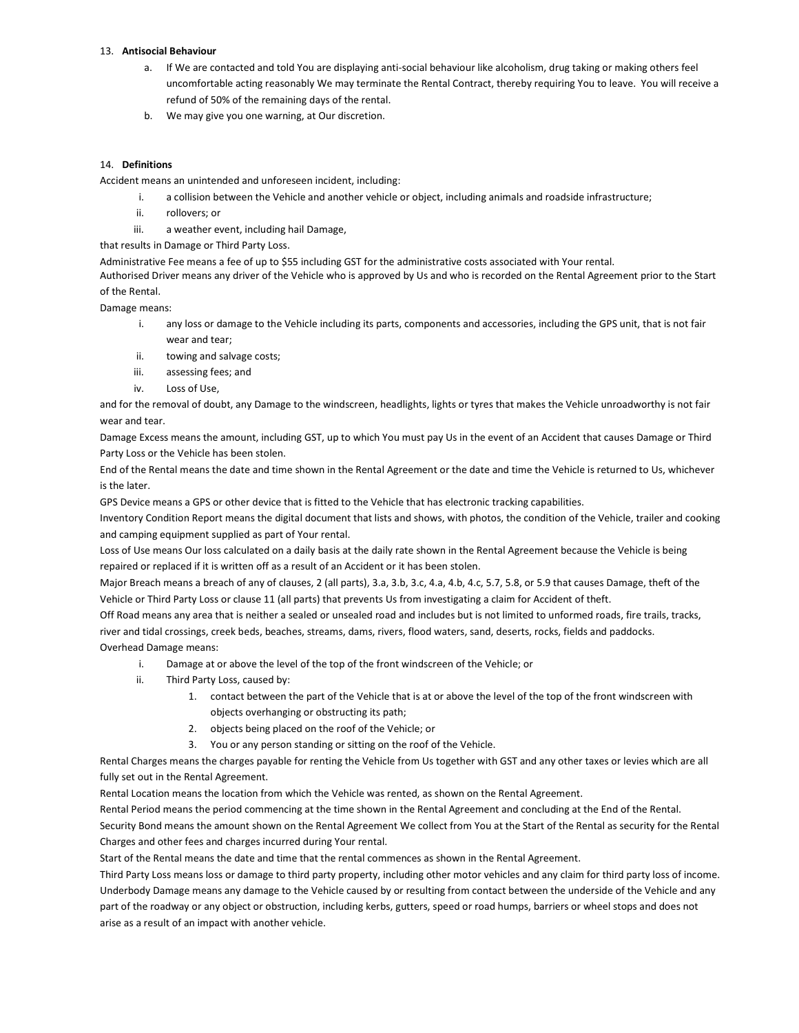13. **Antisocial Behaviour**

    a. If We are contacted and told You are displaying anti-social behaviour like alcoholism, drug taking or making others feel uncomfortable acting reasonably We may terminate the Rental Contract, thereby requiring You to leave. You will receive a refund of 50% of the remaining days of the rental.

    b. We may give you one warning, at Our discretion.

14. **Definitions**

Accident means an unintended and unforeseen incident, including:

i. a collision between the Vehicle and another vehicle or object, including animals and roadside infrastructure;
ii. rollovers; or
iii. a weather event, including hail Damage,

that results in Damage or Third Party Loss.

Administrative Fee means a fee of up to $55 including GST for the administrative costs associated with Your rental.

Authorised Driver means any driver of the Vehicle who is approved by Us and who is recorded on the Rental Agreement prior to the Start of the Rental.

Damage means:

i. any loss or damage to the Vehicle including its parts, components and accessories, including the GPS unit, that is not fair wear and tear;
ii. towing and salvage costs;
iii. assessing fees; and
iv. Loss of Use,

and for the removal of doubt, any Damage to the windscreen, headlights, lights or tyres that makes the Vehicle unroadworthy is not fair wear and tear.

Damage Excess means the amount, including GST, up to which You must pay Us in the event of an Accident that causes Damage or Third Party Loss or the Vehicle has been stolen.

End of the Rental means the date and time shown in the Rental Agreement or the date and time the Vehicle is returned to Us, whichever is the later.

GPS Device means a GPS or other device that is fitted to the Vehicle that has electronic tracking capabilities.

Inventory Condition Report means the digital document that lists and shows, with photos, the condition of the Vehicle, trailer and cooking and camping equipment supplied as part of Your rental.

Loss of Use means Our loss calculated on a daily basis at the daily rate shown in the Rental Agreement because the Vehicle is being repaired or replaced if it is written off as a result of an Accident or it has been stolen.

Major Breach means a breach of any of clauses, 2 (all parts), 3.a, 3.b, 3.c, 4.a, 4.b, 4.c, 5.7, 5.8, or 5.9 that causes Damage, theft of the Vehicle or Third Party Loss or clause 11 (all parts) that prevents Us from investigating a claim for Accident of theft.

Off Road means any area that is neither a sealed or unsealed road and includes but is not limited to unformed roads, fire trails, tracks, river and tidal crossings, creek beds, beaches, streams, dams, rivers, flood waters, sand, deserts, rocks, fields and paddocks.

Overhead Damage means:

i. Damage at or above the level of the top of the front windscreen of the Vehicle; or
ii. Third Party Loss, caused by:
    1. contact between the part of the Vehicle that is at or above the level of the top of the front windscreen with objects overhanging or obstructing its path;
    2. objects being placed on the roof of the Vehicle; or
    3. You or any person standing or sitting on the roof of the Vehicle.

Rental Charges means the charges payable for renting the Vehicle from Us together with GST and any other taxes or levies which are all fully set out in the Rental Agreement.

Rental Location means the location from which the Vehicle was rented, as shown on the Rental Agreement.

Rental Period means the period commencing at the time shown in the Rental Agreement and concluding at the End of the Rental.

Security Bond means the amount shown on the Rental Agreement We collect from You at the Start of the Rental as security for the Rental Charges and other fees and charges incurred during Your rental.

Start of the Rental means the date and time that the rental commences as shown in the Rental Agreement.

Third Party Loss means loss or damage to third party property, including other motor vehicles and any claim for third party loss of income.

Underbody Damage means any damage to the Vehicle caused by or resulting from contact between the underside of the Vehicle and any part of the roadway or any object or obstruction, including kerbs, gutters, speed or road humps, barriers or wheel stops and does not arise as a result of an impact with another vehicle.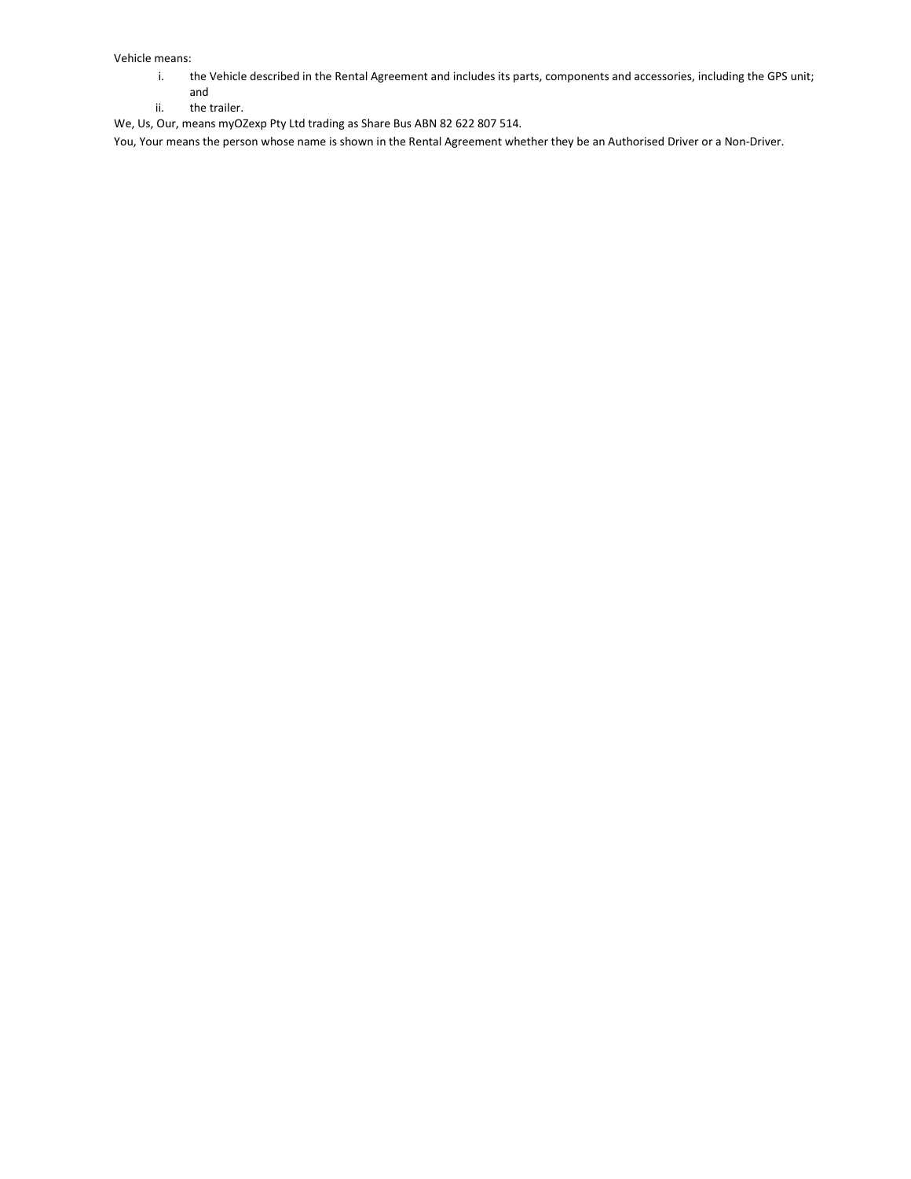Vehicle means:

i. the Vehicle described in the Rental Agreement and includes its parts, components and accessories, including the GPS unit; and

ii. the trailer.

We, Us, Our, means myOZexp Pty Ltd trading as Share Bus ABN 82 622 807 514.

You, Your means the person whose name is shown in the Rental Agreement whether they be an Authorised Driver or a Non-Driver.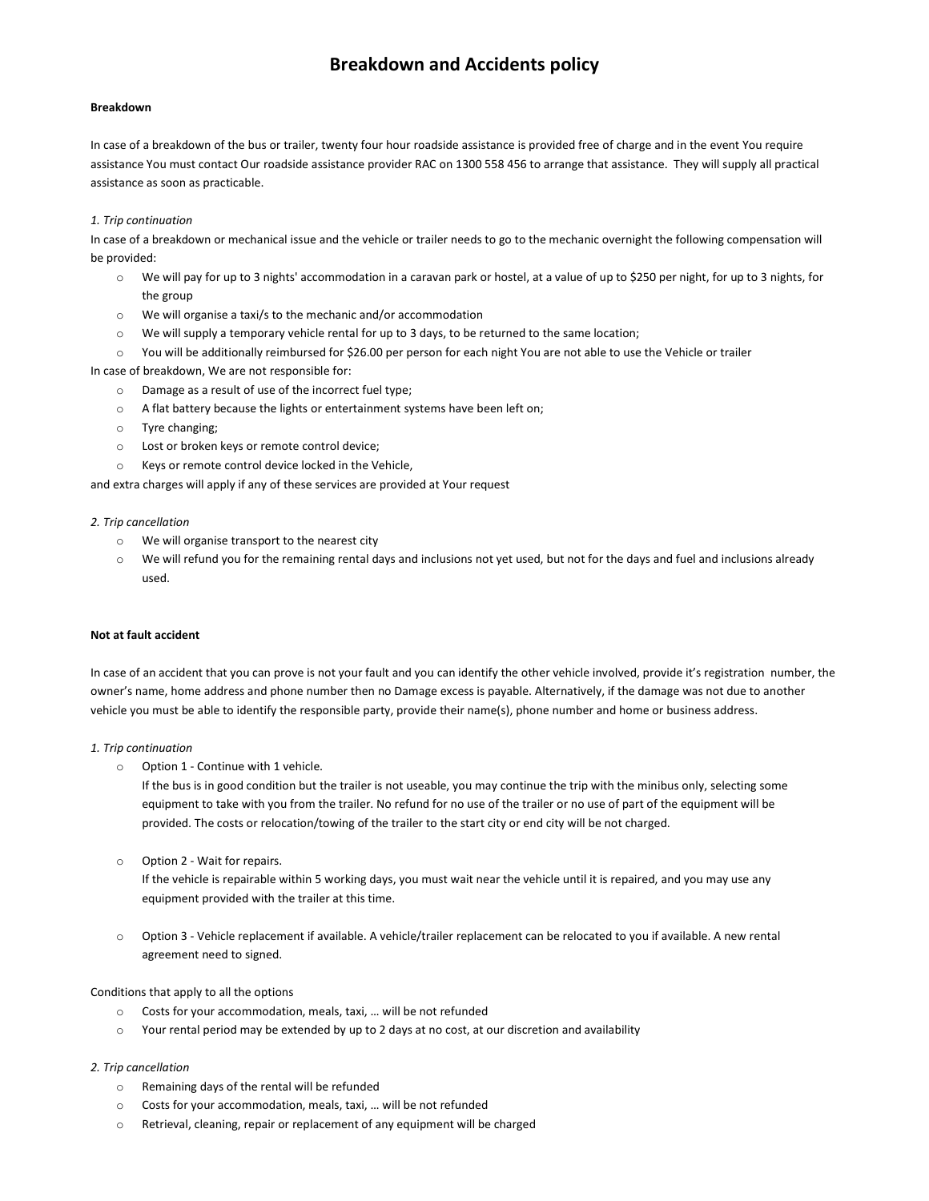# Breakdown and Accidents policy

**Breakdown**

In case of a breakdown of the bus or trailer, twenty four hour roadside assistance is provided free of charge and in the event You require assistance You must contact Our roadside assistance provider RAC on 1300 558 456 to arrange that assistance. They will supply all practical assistance as soon as practicable.

*1. Trip continuation*

In case of a breakdown or mechanical issue and the vehicle or trailer needs to go to the mechanic overnight the following compensation will be provided:

- We will pay for up to 3 nights' accommodation in a caravan park or hostel, at a value of up to $250 per night, for up to 3 nights, for the group
- We will organise a taxi/s to the mechanic and/or accommodation
- We will supply a temporary vehicle rental for up to 3 days, to be returned to the same location;
- You will be additionally reimbursed for $26.00 per person for each night You are not able to use the Vehicle or trailer

In case of breakdown, We are not responsible for:

- Damage as a result of use of the incorrect fuel type;
- A flat battery because the lights or entertainment systems have been left on;
- Tyre changing;
- Lost or broken keys or remote control device;
- Keys or remote control device locked in the Vehicle,

and extra charges will apply if any of these services are provided at Your request

*2. Trip cancellation*

- We will organise transport to the nearest city
- We will refund you for the remaining rental days and inclusions not yet used, but not for the days and fuel and inclusions already used.

**Not at fault accident**

In case of an accident that you can prove is not your fault and you can identify the other vehicle involved, provide it's registration number, the owner's name, home address and phone number then no Damage excess is payable. Alternatively, if the damage was not due to another vehicle you must be able to identify the responsible party, provide their name(s), phone number and home or business address.

*1. Trip continuation*

- Option 1 - Continue with 1 vehicle.
  If the bus is in good condition but the trailer is not useable, you may continue the trip with the minibus only, selecting some equipment to take with you from the trailer. No refund for no use of the trailer or no use of part of the equipment will be provided. The costs or relocation/towing of the trailer to the start city or end city will be not charged.

- Option 2 - Wait for repairs.
  If the vehicle is repairable within 5 working days, you must wait near the vehicle until it is repaired, and you may use any equipment provided with the trailer at this time.

- Option 3 - Vehicle replacement if available. A vehicle/trailer replacement can be relocated to you if available. A new rental agreement need to signed.

Conditions that apply to all the options

- Costs for your accommodation, meals, taxi, … will be not refunded
- Your rental period may be extended by up to 2 days at no cost, at our discretion and availability

*2. Trip cancellation*

- Remaining days of the rental will be refunded
- Costs for your accommodation, meals, taxi, … will be not refunded
- Retrieval, cleaning, repair or replacement of any equipment will be charged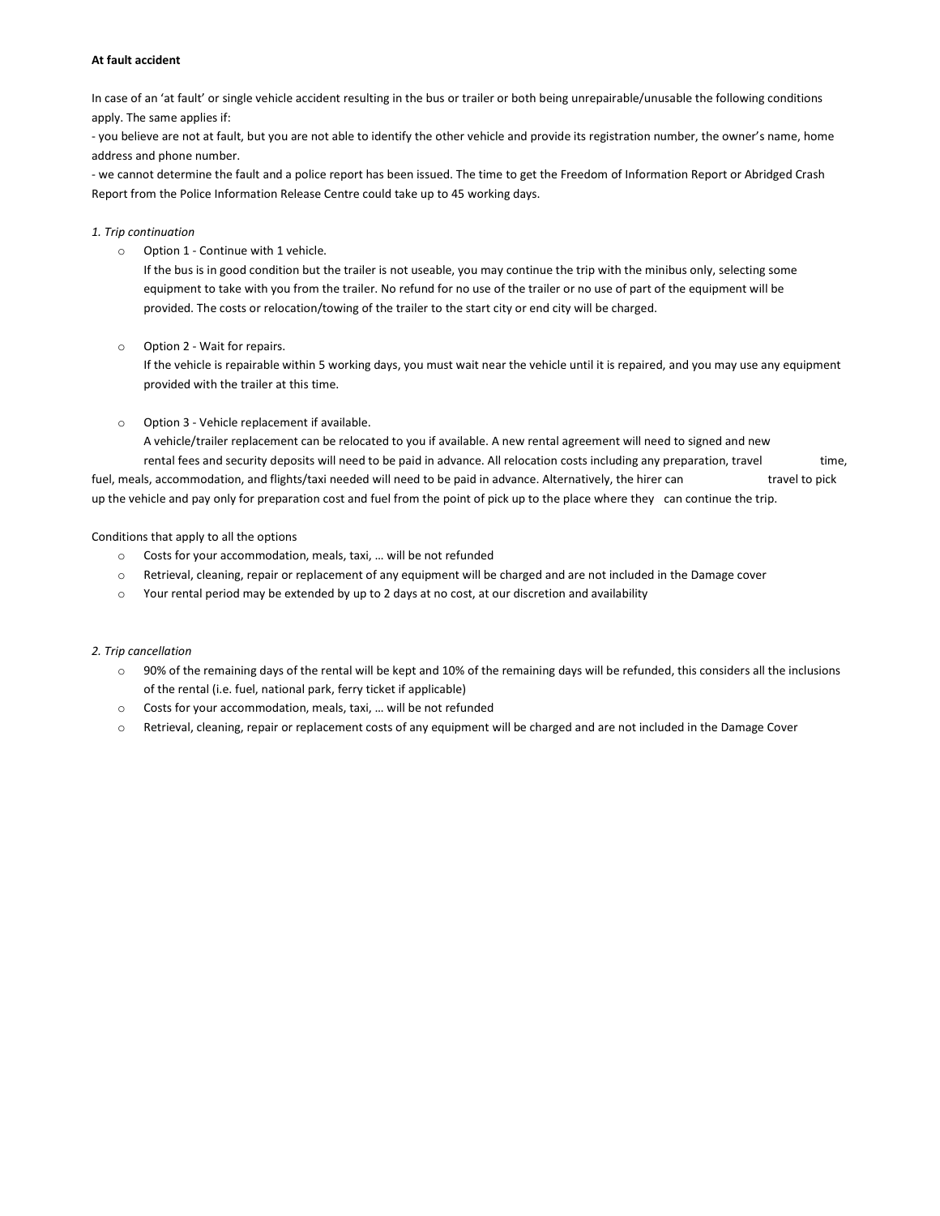**At fault accident**

In case of an 'at fault' or single vehicle accident resulting in the bus or trailer or both being unrepairable/unusable the following conditions apply. The same applies if:

- you believe are not at fault, but you are not able to identify the other vehicle and provide its registration number, the owner's name, home address and phone number.
- we cannot determine the fault and a police report has been issued. The time to get the Freedom of Information Report or Abridged Crash Report from the Police Information Release Centre could take up to 45 working days.

*1. Trip continuation*

- Option 1 - Continue with 1 vehicle.
  If the bus is in good condition but the trailer is not useable, you may continue the trip with the minibus only, selecting some equipment to take with you from the trailer. No refund for no use of the trailer or no use of part of the equipment will be provided. The costs or relocation/towing of the trailer to the start city or end city will be charged.

- Option 2 - Wait for repairs.
  If the vehicle is repairable within 5 working days, you must wait near the vehicle until it is repaired, and you may use any equipment provided with the trailer at this time.

- Option 3 - Vehicle replacement if available.
  A vehicle/trailer replacement can be relocated to you if available. A new rental agreement will need to signed and new rental fees and security deposits will need to be paid in advance. All relocation costs including any preparation, travel time, fuel, meals, accommodation, and flights/taxi needed will need to be paid in advance. Alternatively, the hirer can travel to pick up the vehicle and pay only for preparation cost and fuel from the point of pick up to the place where they can continue the trip.

Conditions that apply to all the options

- Costs for your accommodation, meals, taxi, … will be not refunded
- Retrieval, cleaning, repair or replacement of any equipment will be charged and are not included in the Damage cover
- Your rental period may be extended by up to 2 days at no cost, at our discretion and availability

*2. Trip cancellation*

- 90% of the remaining days of the rental will be kept and 10% of the remaining days will be refunded, this considers all the inclusions of the rental (i.e. fuel, national park, ferry ticket if applicable)
- Costs for your accommodation, meals, taxi, … will be not refunded
- Retrieval, cleaning, repair or replacement costs of any equipment will be charged and are not included in the Damage Cover